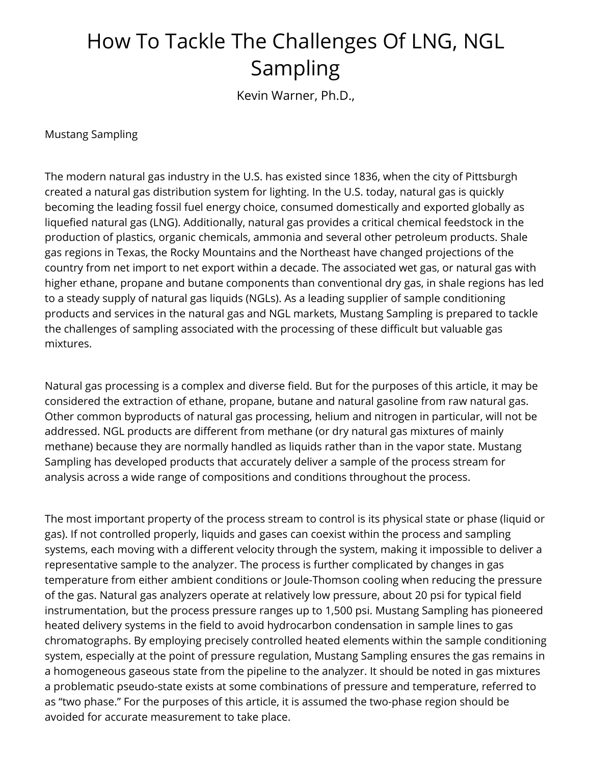# How To Tackle The Challenges Of LNG, NGL Sampling

Kevin Warner, Ph.D.,

Mustang Sampling

The modern natural gas industry in the U.S. has existed since 1836, when the city of Pittsburgh created a natural gas distribution system for lighting. In the U.S. today, natural gas is quickly becoming the leading fossil fuel energy choice, consumed domestically and exported globally as liquefied natural gas (LNG). Additionally, natural gas provides a critical chemical feedstock in the production of plastics, organic chemicals, ammonia and several other petroleum products. Shale gas regions in Texas, the Rocky Mountains and the Northeast have changed projections of the country from net import to net export within a decade. The associated wet gas, or natural gas with higher ethane, propane and butane components than conventional dry gas, in shale regions has led to a steady supply of natural gas liquids (NGLs). As a leading supplier of sample conditioning products and services in the natural gas and NGL markets, Mustang Sampling is prepared to tackle the challenges of sampling associated with the processing of these difficult but valuable gas mixtures.

Natural gas processing is a complex and diverse field. But for the purposes of this article, it may be considered the extraction of ethane, propane, butane and natural gasoline from raw natural gas. Other common byproducts of natural gas processing, helium and nitrogen in particular, will not be addressed. NGL products are different from methane (or dry natural gas mixtures of mainly methane) because they are normally handled as liquids rather than in the vapor state. Mustang Sampling has developed products that accurately deliver a sample of the process stream for analysis across a wide range of compositions and conditions throughout the process.

The most important property of the process stream to control is its physical state or phase (liquid or gas). If not controlled properly, liquids and gases can coexist within the process and sampling systems, each moving with a different velocity through the system, making it impossible to deliver a representative sample to the analyzer. The process is further complicated by changes in gas temperature from either ambient conditions or Joule-Thomson cooling when reducing the pressure of the gas. Natural gas analyzers operate at relatively low pressure, about 20 psi for typical field instrumentation, but the process pressure ranges up to 1,500 psi. Mustang Sampling has pioneered heated delivery systems in the field to avoid hydrocarbon condensation in sample lines to gas chromatographs. By employing precisely controlled heated elements within the sample conditioning system, especially at the point of pressure regulation, Mustang Sampling ensures the gas remains in a homogeneous gaseous state from the pipeline to the analyzer. It should be noted in gas mixtures a problematic pseudo-state exists at some combinations of pressure and temperature, referred to as "two phase." For the purposes of this article, it is assumed the two-phase region should be avoided for accurate measurement to take place.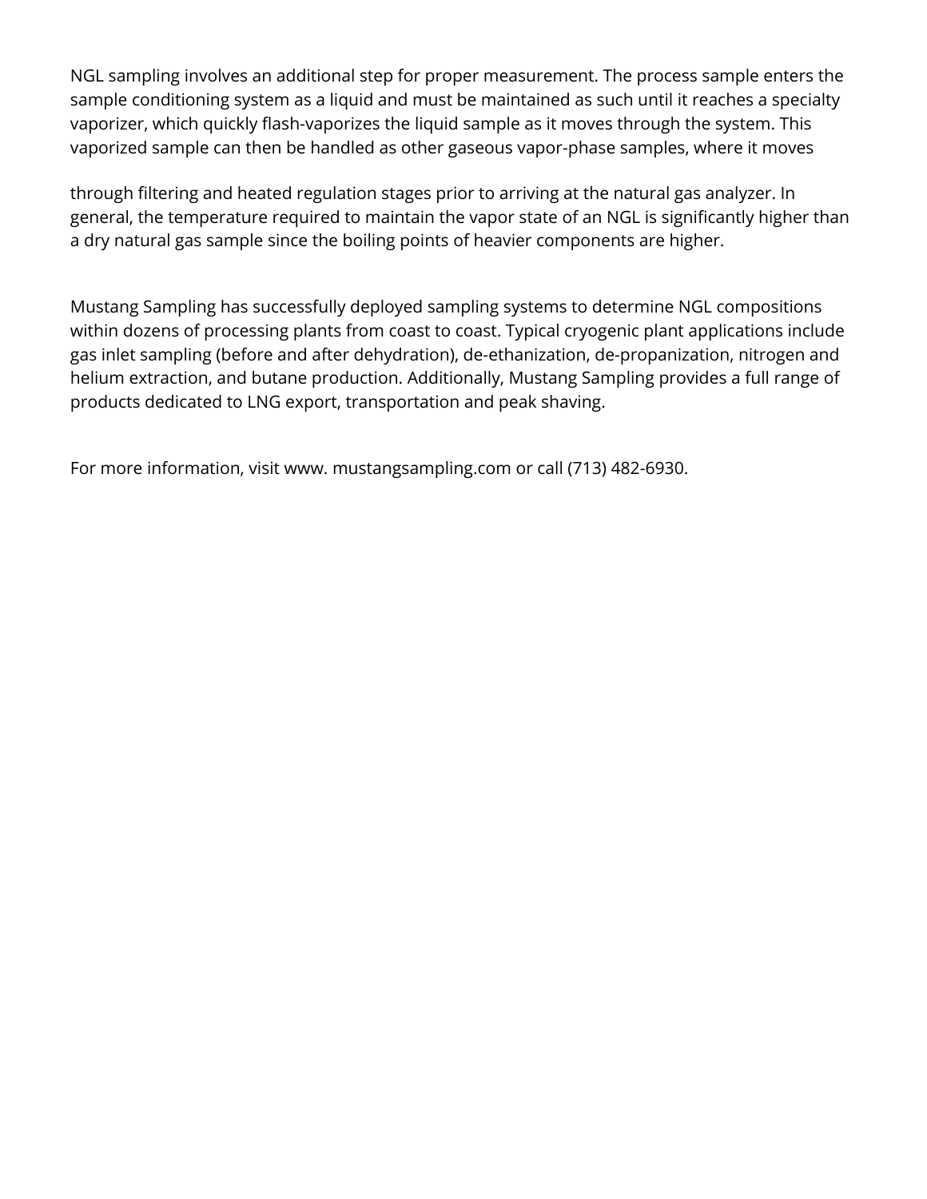NGL sampling involves an additional step for proper measurement. The process sample enters the sample conditioning system as a liquid and must be maintained as such until it reaches a specialty vaporizer, which quickly flash-vaporizes the liquid sample as it moves through the system. This vaporized sample can then be handled as other gaseous vapor-phase samples, where it moves through filtering and heated regulation stages prior to arriving at the natural gas analyzer. In general, the temperature required to maintain the vapor state of an NGL is significantly higher than a dry natural gas sample since the boiling points of heavier components are higher.

Mustang Sampling has successfully deployed sampling systems to determine NGL compositions within dozens of processing plants from coast to coast. Typical cryogenic plant applications include gas inlet sampling (before and after dehydration), de-ethanization, de-propanization, nitrogen and helium extraction, and butane production. Additionally, Mustang Sampling provides a full range of products dedicated to LNG export, transportation and peak shaving.

For more information, visit www. mustangsampling.com or call (713) 482-6930.